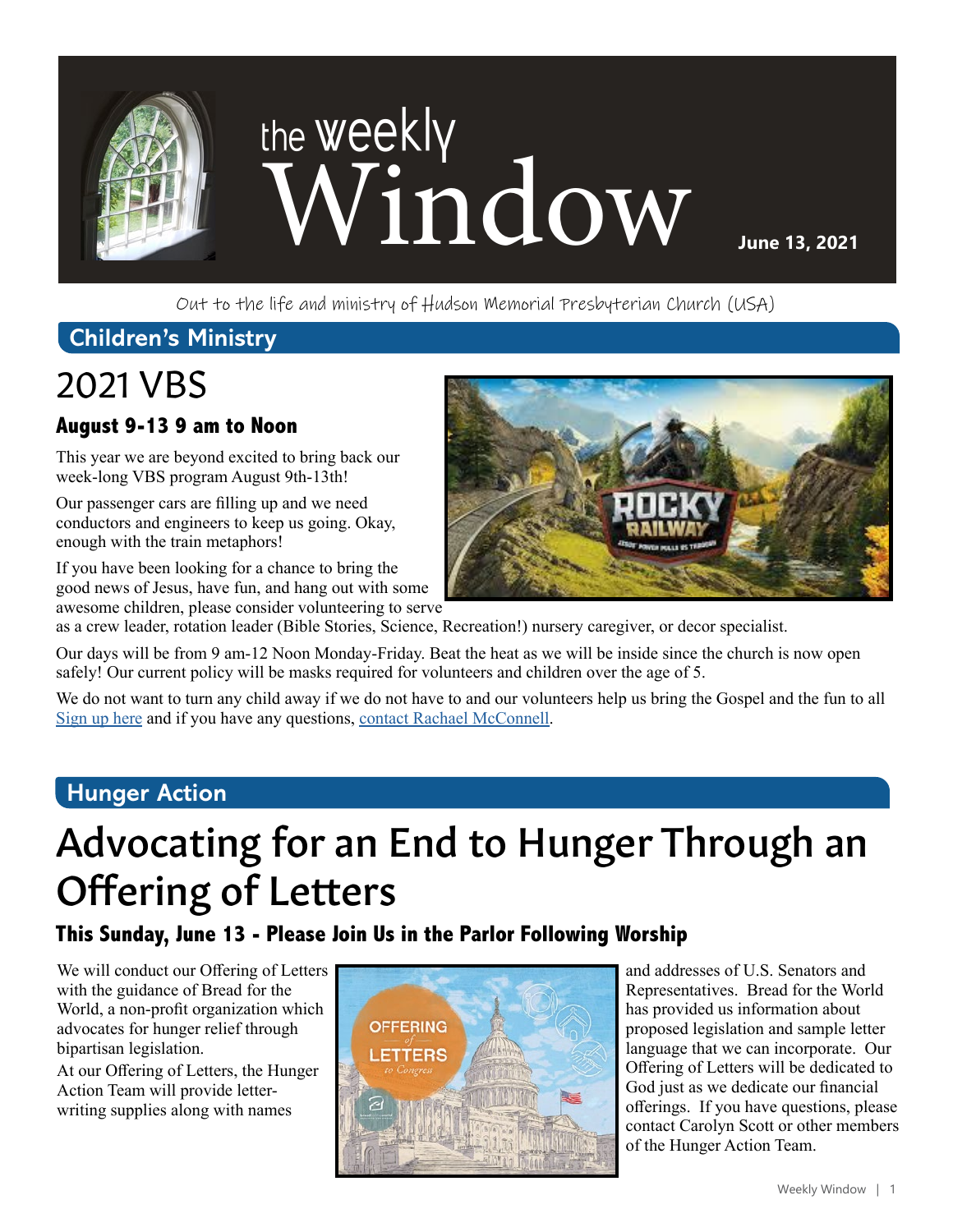# the weekly Window

**June 13, 2021**

Out to the life and ministry of Hudson Memorial Presbyterian Church (USA)

## Children's Ministry

# 2021 VBS

### August 9-13 9 am to Noon

This year we are beyond excited to bring back our week-long VBS program August 9th-13th!

Our passenger cars are filling up and we need conductors and engineers to keep us going. Okay, enough with the train metaphors!

If you have been looking for a chance to bring the good news of Jesus, have fun, and hang out with some awesome children, please consider volunteering to serve as a crew leader, rotation leader (Bible Stories, Science, Recreation!) nursery caregiver, or decor specialist.

Our days will be from 9 am-12 Noon Monday-Friday. Beat the heat as we will be inside since the church is now open safely! Our current policy will be masks required for volunteers and children over the age of 5.

We do not want to turn any child away if we do not have to and our volunteers help us bring the Gospel and the fun to all Sign up here and if you have any questions, contact Rachael McConnell.

## Hunger Action

# Advocating for an End to Hunger Through an Offering of Letters

### This Sunday, June 13 - Please Join Us in the Parlor Following Worship

We will conduct our Offering of Letters with the guidance of Bread for the World, a non-profit organization which advocates for hunger relief through bipartisan legislation.

At our Offering of Letters, the Hunger Action Team will provide letter-writing supplies along with names and addresses of U.S. Senators and Representatives. Bread for the World has provided us information about proposed legislation and sample letter language that we can incorporate. Our Offering of Letters will be dedicated to God just as we dedicate our financial offerings. If you have questions, please contact Carolyn Scott or other members of the Hunger Action Team.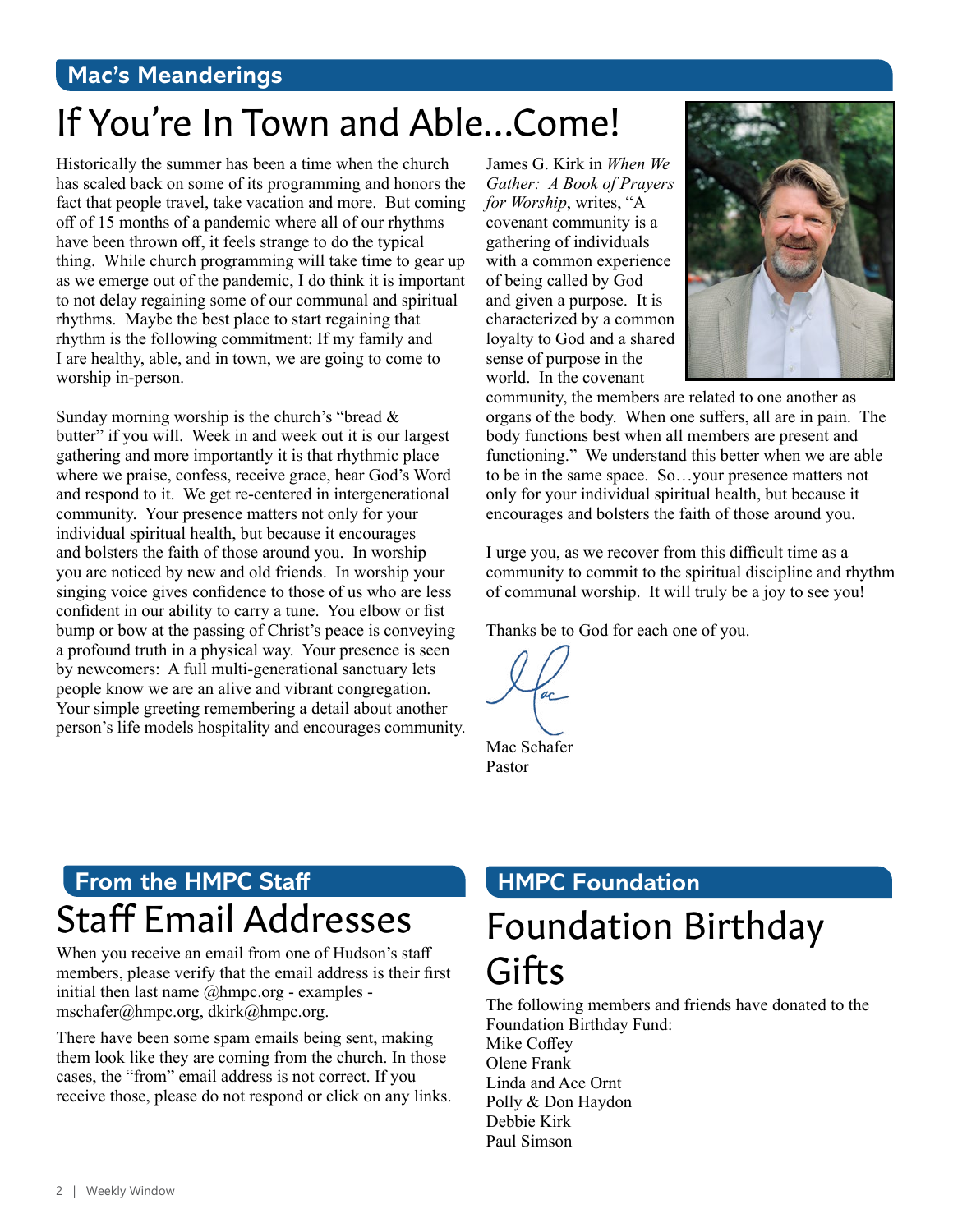## Mac's Meanderings

# If You're In Town and Able...Come!

Historically the summer has been a time when the church has scaled back on some of its programming and honors the fact that people travel, take vacation and more. But coming off of 15 months of a pandemic where all of our rhythms have been thrown off, it feels strange to do the typical thing. While church programming will take time to gear up as we emerge out of the pandemic, I do think it is important to not delay regaining some of our communal and spiritual rhythms. Maybe the best place to start regaining that rhythm is the following commitment: If my family and I are healthy, able, and in town, we are going to come to worship in-person.

Sunday morning worship is the church's "bread & butter" if you will. Week in and week out it is our largest gathering and more importantly it is that rhythmic place where we praise, confess, receive grace, hear God's Word and respond to it. We get re-centered in intergenerational community. Your presence matters not only for your individual spiritual health, but because it encourages and bolsters the faith of those around you. In worship you are noticed by new and old friends. In worship your singing voice gives confidence to those of us who are less confident in our ability to carry a tune. You elbow or fist bump or bow at the passing of Christ's peace is conveying a profound truth in a physical way. Your presence is seen by newcomers: A full multi-generational sanctuary lets people know we are an alive and vibrant congregation. Your simple greeting remembering a detail about another person's life models hospitality and encourages community.

James G. Kirk in *When We Gather: A Book of Prayers for Worship*, writes, "A covenant community is a gathering of individuals with a common experience of being called by God and given a purpose. It is characterized by a common loyalty to God and a shared sense of purpose in the world. In the covenant community, the members are related to one another as organs of the body. When one suffers, all are in pain. The body functions best when all members are present and functioning." We understand this better when we are able to be in the same space. So…your presence matters not only for your individual spiritual health, but because it encourages and bolsters the faith of those around you.

I urge you, as we recover from this difficult time as a community to commit to the spiritual discipline and rhythm of communal worship. It will truly be a joy to see you!

Thanks be to God for each one of you.

Mac Schafer
Pastor

## From the HMPC Staff

# Staff Email Addresses

When you receive an email from one of Hudson's staff members, please verify that the email address is their first initial then last name @hmpc.org - examples - mschafer@hmpc.org, dkirk@hmpc.org.

There have been some spam emails being sent, making them look like they are coming from the church. In those cases, the "from" email address is not correct. If you receive those, please do not respond or click on any links.

## HMPC Foundation

# Foundation Birthday Gifts

The following members and friends have donated to the Foundation Birthday Fund:

Mike Coffey
Olene Frank
Linda and Ace Ornt
Polly & Don Haydon
Debbie Kirk
Paul Simson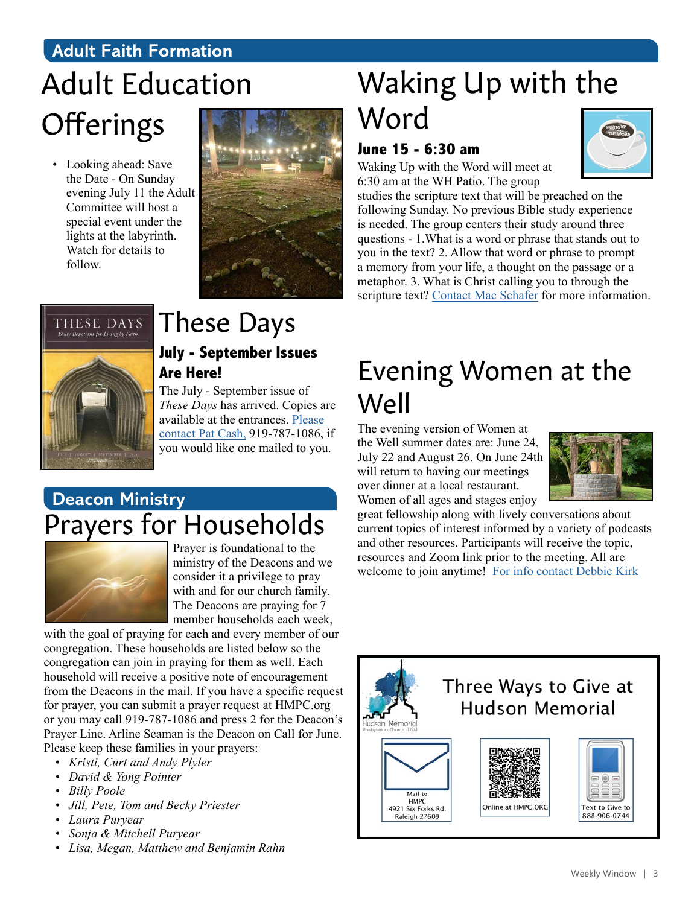## Adult Faith Formation

# Adult Education Offerings

- Looking ahead: Save the Date - On Sunday evening July 11 the Adult Committee will host a special event under the lights at the labyrinth. Watch for details to follow.

# These Days

### July - September Issues Are Here!

The July - September issue of *These Days* has arrived. Copies are available at the entrances. [Please contact Pat Cash,]() 919-787-1086, if you would like one mailed to you.

## Deacon Ministry

# Prayers for Households

Prayer is foundational to the ministry of the Deacons and we consider it a privilege to pray with and for our church family. The Deacons are praying for 7 member households each week, with the goal of praying for each and every member of our congregation. These households are listed below so the congregation can join in praying for them as well. Each household will receive a positive note of encouragement from the Deacons in the mail. If you have a specific request for prayer, you can submit a prayer request at HMPC.org or you may call 919-787-1086 and press 2 for the Deacon's Prayer Line. Arline Seaman is the Deacon on Call for June. Please keep these families in your prayers:

- *Kristi, Curt and Andy Plyler*
- *David & Yong Pointer*
- *Billy Poole*
- *Jill, Pete, Tom and Becky Priester*
- *Laura Puryear*
- *Sonja & Mitchell Puryear*
- *Lisa, Megan, Matthew and Benjamin Rahn*

# Waking Up with the Word

### June 15 - 6:30 am

Waking Up with the Word will meet at 6:30 am at the WH Patio. The group studies the scripture text that will be preached on the following Sunday. No previous Bible study experience is needed. The group centers their study around three questions - 1.What is a word or phrase that stands out to you in the text? 2. Allow that word or phrase to prompt a memory from your life, a thought on the passage or a metaphor. 3. What is Christ calling you to through the scripture text? [Contact Mac Schafer]() for more information.

# Evening Women at the Well

The evening version of Women at the Well summer dates are: June 24, July 22 and August 26. On June 24th will return to having our meetings over dinner at a local restaurant. Women of all ages and stages enjoy great fellowship along with lively conversations about current topics of interest informed by a variety of podcasts and other resources. Participants will receive the topic, resources and Zoom link prior to the meeting. All are welcome to join anytime! [For info contact Debbie Kirk]()

## Three Ways to Give at Hudson Memorial

- Mail to HMPC 4921 Six Forks Rd. Raleigh 27609
- Online at HMPC.ORG
- Text to Give to 888-906-0744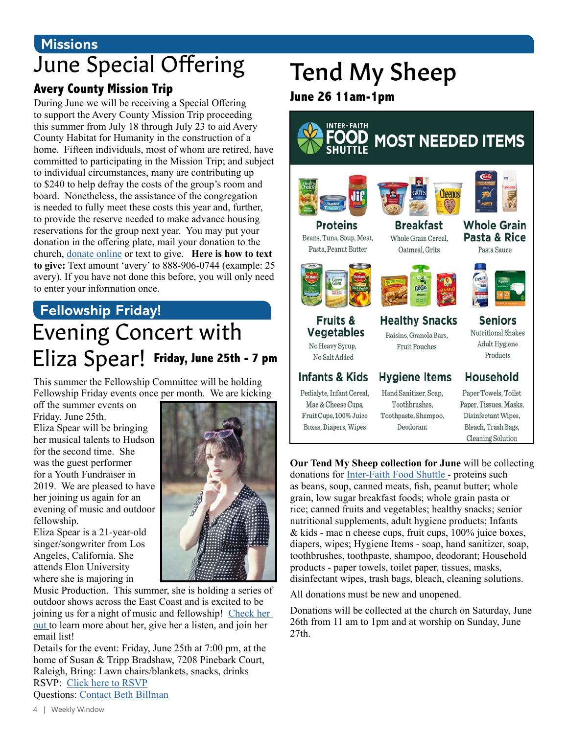## Missions

# June Special Offering

### Avery County Mission Trip

During June we will be receiving a Special Offering to support the Avery County Mission Trip proceeding this summer from July 18 through July 23 to aid Avery County Habitat for Humanity in the construction of a home. Fifteen individuals, most of whom are retired, have committed to participating in the Mission Trip; and subject to individual circumstances, many are contributing up to $240 to help defray the costs of the group's room and board. Nonetheless, the assistance of the congregation is needed to fully meet these costs this year and, further, to provide the reserve needed to make advance housing reservations for the group next year. You may put your donation in the offering plate, mail your donation to the church, donate online or text to give. **Here is how to text to give:** Text amount 'avery' to 888-906-0744 (example: 25 avery). If you have not done this before, you will only need to enter your information once.

## Fellowship Friday!

# Evening Concert with Eliza Spear! Friday, June 25th - 7 pm

This summer the Fellowship Committee will be holding Fellowship Friday events once per month. We are kicking off the summer events on Friday, June 25th.

Eliza Spear will be bringing her musical talents to Hudson for the second time. She was the guest performer for a Youth Fundraiser in 2019. We are pleased to have her joining us again for an evening of music and outdoor fellowship.

Eliza Spear is a 21-year-old singer/songwriter from Los Angeles, California. She attends Elon University where she is majoring in Music Production. This summer, she is holding a series of outdoor shows across the East Coast and is excited to be joining us for a night of music and fellowship! Check her out to learn more about her, give her a listen, and join her email list!

Details for the event: Friday, June 25th at 7:00 pm, at the home of Susan & Tripp Bradshaw, 7208 Pinebark Court, Raleigh, Bring: Lawn chairs/blankets, snacks, drinks

RSVP: Click here to RSVP

Questions: Contact Beth Billman

# Tend My Sheep

### June 26 11am-1pm

**INTER-FAITH FOOD SHUTTLE MOST NEEDED ITEMS**

**Proteins**
Beans, Tuna, Soup, Meat, Pasta, Peanut Butter

**Breakfast**
Whole Grain Cereal, Oatmeal, Grits

**Whole Grain Pasta & Rice**
Pasta Sauce

**Fruits & Vegetables**
No Heavy Syrup, No Salt Added

**Healthy Snacks**
Raisins, Granola Bars, Fruit Pouches

**Seniors**
Nutritional Shakes, Adult Hygiene Products

**Infants & Kids**
Pedialyte, Infant Cereal, Mac & Cheese Cups, Fruit Cups, 100% Juice Boxes, Diapers, Wipes

**Hygiene Items**
Hand Sanitizer, Soap, Toothbrushes, Toothpaste, Shampoo, Deodorant

**Household**
Paper Towels, Toilet Paper, Tissues, Masks, Disinfectant Wipes, Bleach, Trash Bags, Cleaning Solution

**Our Tend My Sheep collection for June** will be collecting donations for Inter-Faith Food Shuttle - proteins such as beans, soup, canned meats, fish, peanut butter; whole grain, low sugar breakfast foods; whole grain pasta or rice; canned fruits and vegetables; healthy snacks; senior nutritional supplements, adult hygiene products; Infants & kids - mac n cheese cups, fruit cups, 100% juice boxes, diapers, wipes; Hygiene Items - soap, hand sanitizer, soap, toothbrushes, toothpaste, shampoo, deodorant; Household products - paper towels, toilet paper, tissues, masks, disinfectant wipes, trash bags, bleach, cleaning solutions.

All donations must be new and unopened.

Donations will be collected at the church on Saturday, June 26th from 11 am to 1pm and at worship on Sunday, June 27th.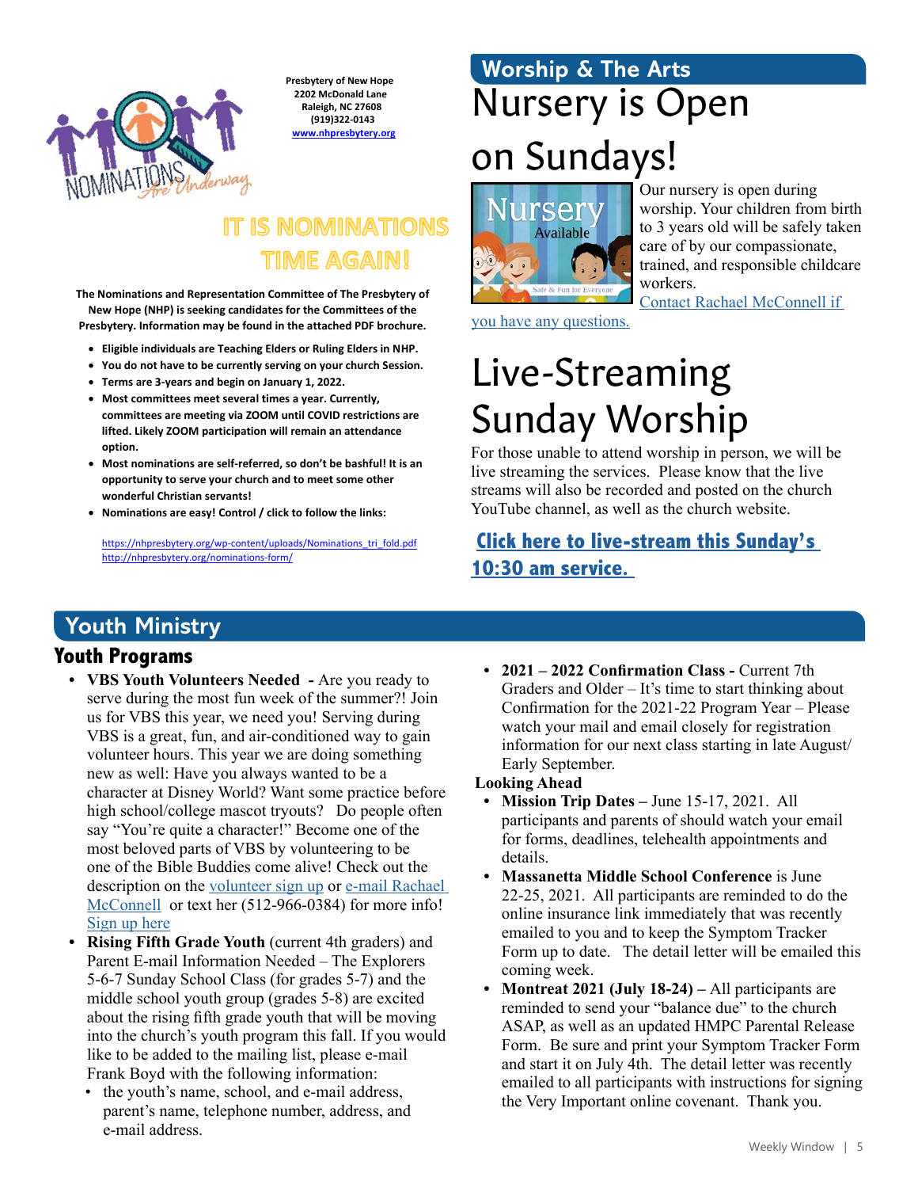Presbytery of New Hope
2202 McDonald Lane
Raleigh, NC 27608
(919)322-0143
www.nhpresbytery.org

## IT IS NOMINATIONS TIME AGAIN!

**The Nominations and Representation Committee of The Presbytery of New Hope (NHP) is seeking candidates for the Committees of the Presbytery. Information may be found in the attached PDF brochure.**

- **Eligible individuals are Teaching Elders or Ruling Elders in NHP.**
- **You do not have to be currently serving on your church Session.**
- **Terms are 3-years and begin on January 1, 2022.**
- **Most committees meet several times a year. Currently, committees are meeting via ZOOM until COVID restrictions are lifted. Likely ZOOM participation will remain an attendance option.**
- **Most nominations are self-referred, so don't be bashful! It is an opportunity to serve your church and to meet some other wonderful Christian servants!**
- **Nominations are easy! Control / click to follow the links:**

https://nhpresbytery.org/wp-content/uploads/Nominations_tri_fold.pdf
http://nhpresbytery.org/nominations-form/

# Worship & The Arts

## Nursery is Open on Sundays!

Our nursery is open during worship. Your children from birth to 3 years old will be safely taken care of by our compassionate, trained, and responsible childcare workers. Contact Rachael McConnell if you have any questions.

## Live-Streaming Sunday Worship

For those unable to attend worship in person, we will be live streaming the services. Please know that the live streams will also be recorded and posted on the church YouTube channel, as well as the church website.

**Click here to live-stream this Sunday's 10:30 am service.**

# Youth Ministry

## Youth Programs

- **VBS Youth Volunteers Needed** **-** Are you ready to serve during the most fun week of the summer?! Join us for VBS this year, we need you! Serving during VBS is a great, fun, and air-conditioned way to gain volunteer hours. This year we are doing something new as well: Have you always wanted to be a character at Disney World? Want some practice before high school/college mascot tryouts? Do people often say "You're quite a character!" Become one of the most beloved parts of VBS by volunteering to be one of the Bible Buddies come alive! Check out the description on the volunteer sign up or e-mail Rachael McConnell or text her (512-966-0384) for more info! Sign up here
- **Rising Fifth Grade Youth** (current 4th graders) and Parent E-mail Information Needed – The Explorers 5-6-7 Sunday School Class (for grades 5-7) and the middle school youth group (grades 5-8) are excited about the rising fifth grade youth that will be moving into the church's youth program this fall. If you would like to be added to the mailing list, please e-mail Frank Boyd with the following information:
  - the youth's name, school, and e-mail address, parent's name, telephone number, address, and e-mail address.
- **2021 – 2022 Confirmation Class -** Current 7th Graders and Older – It's time to start thinking about Confirmation for the 2021-22 Program Year – Please watch your mail and email closely for registration information for our next class starting in late August/ Early September.

**Looking Ahead**

- **Mission Trip Dates –** June 15-17, 2021. All participants and parents of should watch your email for forms, deadlines, telehealth appointments and details.
- **Massanetta Middle School Conference** is June 22-25, 2021. All participants are reminded to do the online insurance link immediately that was recently emailed to you and to keep the Symptom Tracker Form up to date. The detail letter will be emailed this coming week.
- **Montreat 2021 (July 18-24) –** All participants are reminded to send your "balance due" to the church ASAP, as well as an updated HMPC Parental Release Form. Be sure and print your Symptom Tracker Form and start it on July 4th. The detail letter was recently emailed to all participants with instructions for signing the Very Important online covenant. Thank you.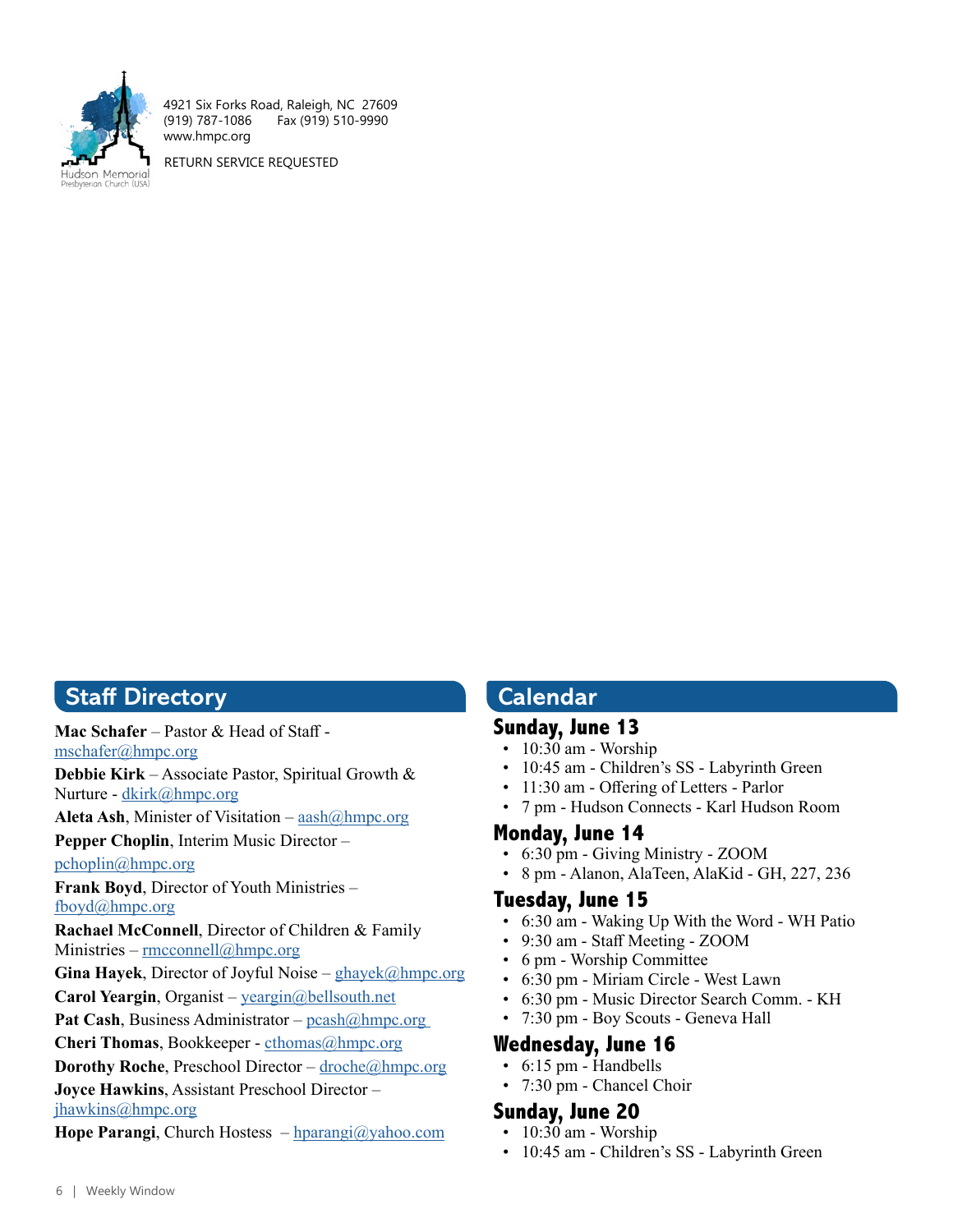Hudson Memorial Presbyterian Church (USA)

4921 Six Forks Road, Raleigh, NC 27609
(919) 787-1086 Fax (919) 510-9990
www.hmpc.org

RETURN SERVICE REQUESTED

## Staff Directory

**Mac Schafer** – Pastor & Head of Staff - mschafer@hmpc.org

**Debbie Kirk** – Associate Pastor, Spiritual Growth & Nurture - dkirk@hmpc.org

**Aleta Ash**, Minister of Visitation – aash@hmpc.org

**Pepper Choplin**, Interim Music Director – pchoplin@hmpc.org

**Frank Boyd**, Director of Youth Ministries – fboyd@hmpc.org

**Rachael McConnell**, Director of Children & Family Ministries – rmcconnell@hmpc.org

**Gina Hayek**, Director of Joyful Noise – ghayek@hmpc.org

**Carol Yeargin**, Organist – yeargin@bellsouth.net

**Pat Cash**, Business Administrator – pcash@hmpc.org

**Cheri Thomas**, Bookkeeper - cthomas@hmpc.org

**Dorothy Roche**, Preschool Director – droche@hmpc.org

**Joyce Hawkins**, Assistant Preschool Director – jhawkins@hmpc.org

**Hope Parangi**, Church Hostess – hparangi@yahoo.com

## Calendar

### Sunday, June 13

- 10:30 am - Worship
- 10:45 am - Children's SS - Labyrinth Green
- 11:30 am - Offering of Letters - Parlor
- 7 pm - Hudson Connects - Karl Hudson Room

### Monday, June 14

- 6:30 pm - Giving Ministry - ZOOM
- 8 pm - Alanon, AlaTeen, AlaKid - GH, 227, 236

### Tuesday, June 15

- 6:30 am - Waking Up With the Word - WH Patio
- 9:30 am - Staff Meeting - ZOOM
- 6 pm - Worship Committee
- 6:30 pm - Miriam Circle - West Lawn
- 6:30 pm - Music Director Search Comm. - KH
- 7:30 pm - Boy Scouts - Geneva Hall

### Wednesday, June 16

- 6:15 pm - Handbells
- 7:30 pm - Chancel Choir

### Sunday, June 20

- 10:30 am - Worship
- 10:45 am - Children's SS - Labyrinth Green